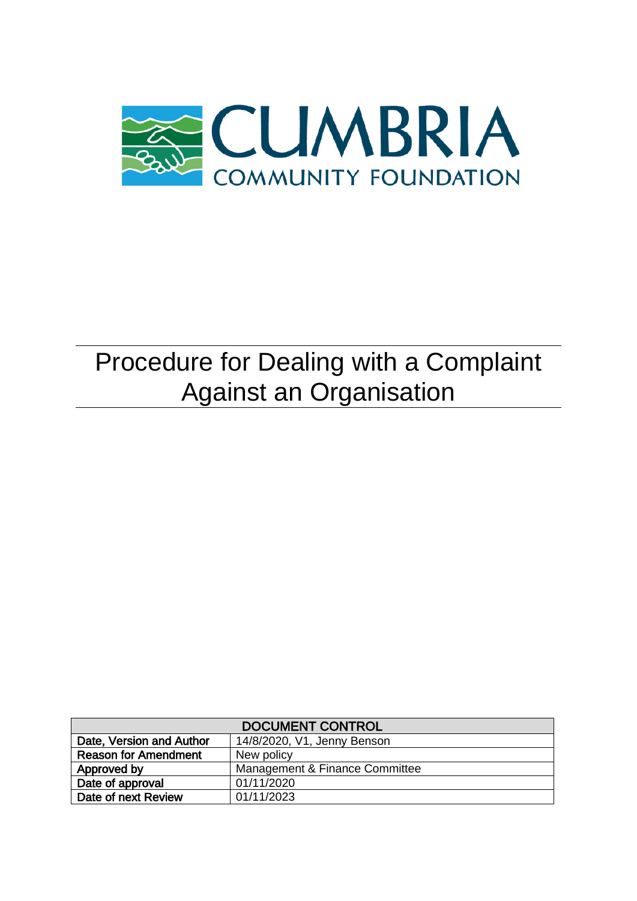CUMBRIA COMMUNITY FOUNDATION

# Procedure for Dealing with a Complaint Against an Organisation

| DOCUMENT CONTROL | |
|---|---|
| **Date, Version and Author** | 14/8/2020, V1, Jenny Benson |
| **Reason for Amendment** | New policy |
| **Approved by** | Management & Finance Committee |
| **Date of approval** | 01/11/2020 |
| **Date of next Review** | 01/11/2023 |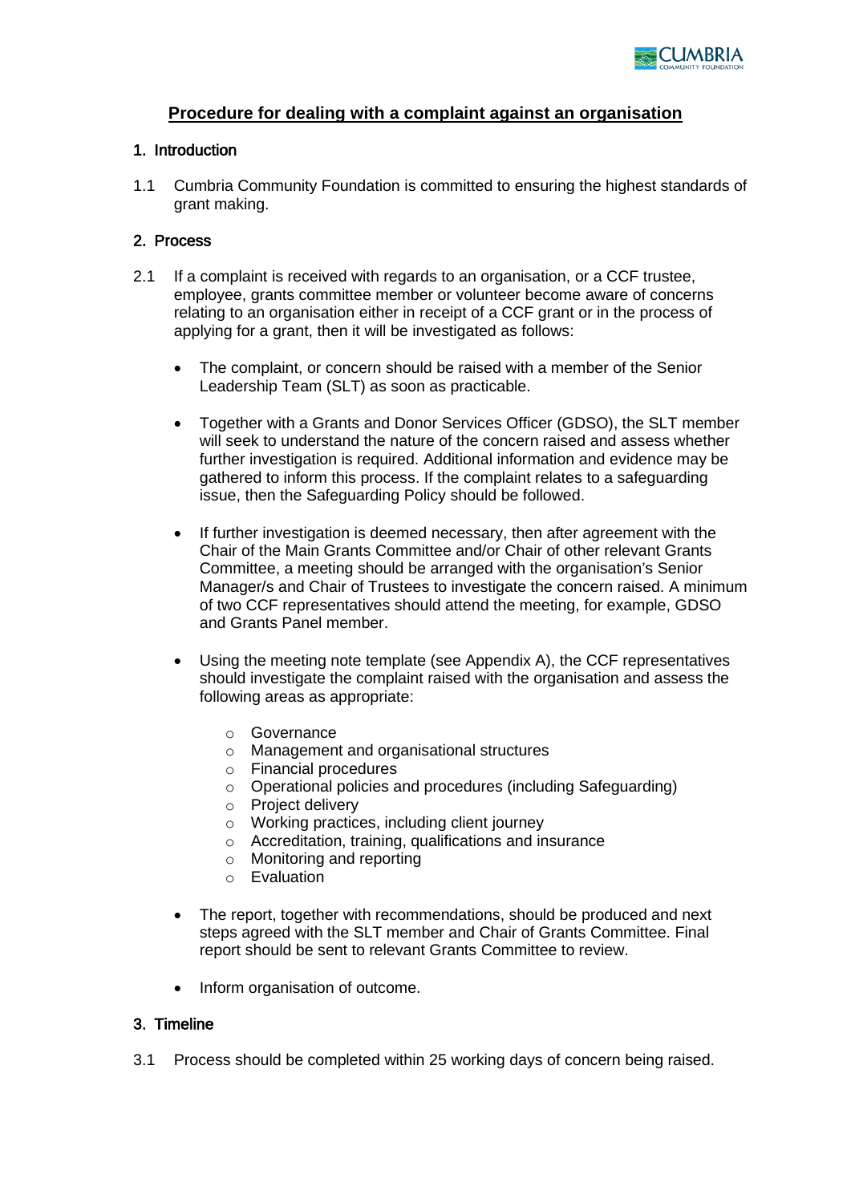# Procedure for dealing with a complaint against an organisation

## 1. Introduction

1.1 Cumbria Community Foundation is committed to ensuring the highest standards of grant making.

## 2. Process

2.1 If a complaint is received with regards to an organisation, or a CCF trustee, employee, grants committee member or volunteer become aware of concerns relating to an organisation either in receipt of a CCF grant or in the process of applying for a grant, then it will be investigated as follows:

- The complaint, or concern should be raised with a member of the Senior Leadership Team (SLT) as soon as practicable.
- Together with a Grants and Donor Services Officer (GDSO), the SLT member will seek to understand the nature of the concern raised and assess whether further investigation is required. Additional information and evidence may be gathered to inform this process. If the complaint relates to a safeguarding issue, then the Safeguarding Policy should be followed.
- If further investigation is deemed necessary, then after agreement with the Chair of the Main Grants Committee and/or Chair of other relevant Grants Committee, a meeting should be arranged with the organisation's Senior Manager/s and Chair of Trustees to investigate the concern raised. A minimum of two CCF representatives should attend the meeting, for example, GDSO and Grants Panel member.
- Using the meeting note template (see Appendix A), the CCF representatives should investigate the complaint raised with the organisation and assess the following areas as appropriate:
    - Governance
    - Management and organisational structures
    - Financial procedures
    - Operational policies and procedures (including Safeguarding)
    - Project delivery
    - Working practices, including client journey
    - Accreditation, training, qualifications and insurance
    - Monitoring and reporting
    - Evaluation
- The report, together with recommendations, should be produced and next steps agreed with the SLT member and Chair of Grants Committee. Final report should be sent to relevant Grants Committee to review.
- Inform organisation of outcome.

## 3. Timeline

3.1 Process should be completed within 25 working days of concern being raised.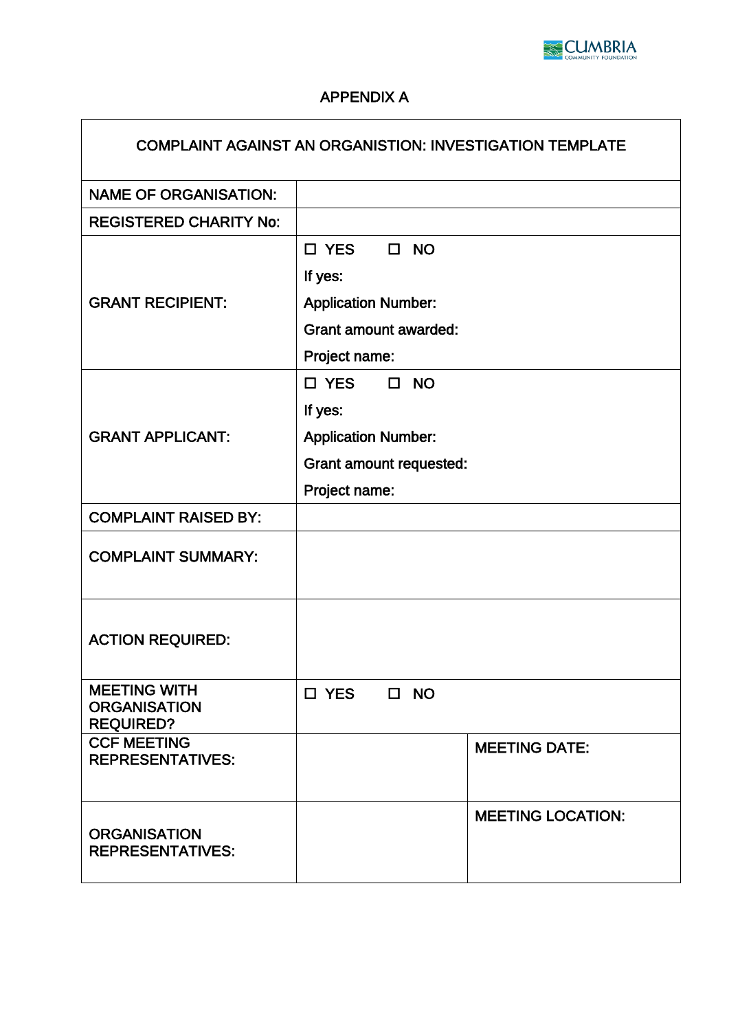# APPENDIX A

| COMPLAINT AGAINST AN ORGANISTION: INVESTIGATION TEMPLATE | | |
|---|---|---|
| NAME OF ORGANISATION: | | |
| REGISTERED CHARITY No: | | |
| GRANT RECIPIENT: | ☐ YES ☐ NO<br>If yes:<br>Application Number:<br>Grant amount awarded:<br>Project name: | |
| GRANT APPLICANT: | ☐ YES ☐ NO<br>If yes:<br>Application Number:<br>Grant amount requested:<br>Project name: | |
| COMPLAINT RAISED BY: | | |
| COMPLAINT SUMMARY: | | |
| ACTION REQUIRED: | | |
| MEETING WITH ORGANISATION REQUIRED? | ☐ YES ☐ NO | |
| CCF MEETING REPRESENTATIVES: | | MEETING DATE: |
| ORGANISATION REPRESENTATIVES: | | MEETING LOCATION: |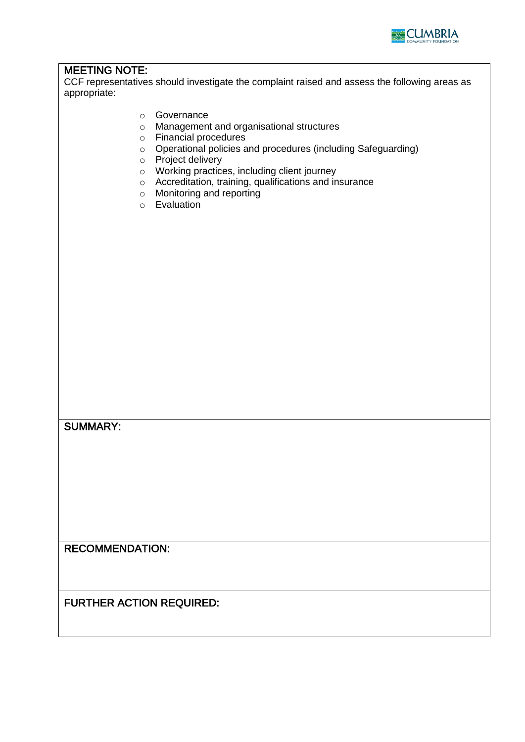**MEETING NOTE:**

CCF representatives should investigate the complaint raised and assess the following areas as appropriate:

- Governance
- Management and organisational structures
- Financial procedures
- Operational policies and procedures (including Safeguarding)
- Project delivery
- Working practices, including client journey
- Accreditation, training, qualifications and insurance
- Monitoring and reporting
- Evaluation

**SUMMARY:**

**RECOMMENDATION:**

**FURTHER ACTION REQUIRED:**